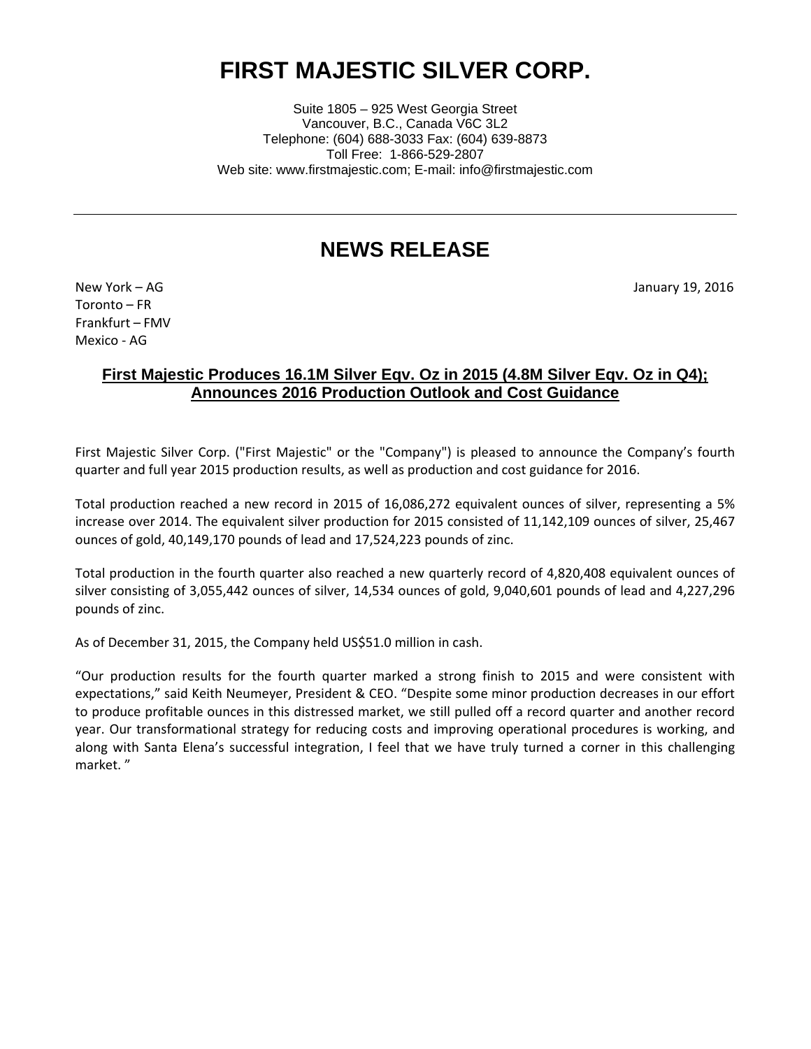# FIRST MAJESTIC SILVER CORP.

Suite 1805 – 925 West Georgia Street
Vancouver, B.C., Canada V6C 3L2
Telephone: (604) 688-3033 Fax: (604) 639-8873
Toll Free: 1-866-529-2807
Web site: www.firstmajestic.com; E-mail: info@firstmajestic.com

---

## NEWS RELEASE

New York – AG
Toronto – FR
Frankfurt – FMV
Mexico - AG

January 19, 2016

### First Majestic Produces 16.1M Silver Eqv. Oz in 2015 (4.8M Silver Eqv. Oz in Q4); Announces 2016 Production Outlook and Cost Guidance

First Majestic Silver Corp. ("First Majestic" or the "Company") is pleased to announce the Company's fourth quarter and full year 2015 production results, as well as production and cost guidance for 2016.

Total production reached a new record in 2015 of 16,086,272 equivalent ounces of silver, representing a 5% increase over 2014. The equivalent silver production for 2015 consisted of 11,142,109 ounces of silver, 25,467 ounces of gold, 40,149,170 pounds of lead and 17,524,223 pounds of zinc.

Total production in the fourth quarter also reached a new quarterly record of 4,820,408 equivalent ounces of silver consisting of 3,055,442 ounces of silver, 14,534 ounces of gold, 9,040,601 pounds of lead and 4,227,296 pounds of zinc.

As of December 31, 2015, the Company held US$51.0 million in cash.

"Our production results for the fourth quarter marked a strong finish to 2015 and were consistent with expectations," said Keith Neumeyer, President & CEO. "Despite some minor production decreases in our effort to produce profitable ounces in this distressed market, we still pulled off a record quarter and another record year. Our transformational strategy for reducing costs and improving operational procedures is working, and along with Santa Elena's successful integration, I feel that we have truly turned a corner in this challenging market. "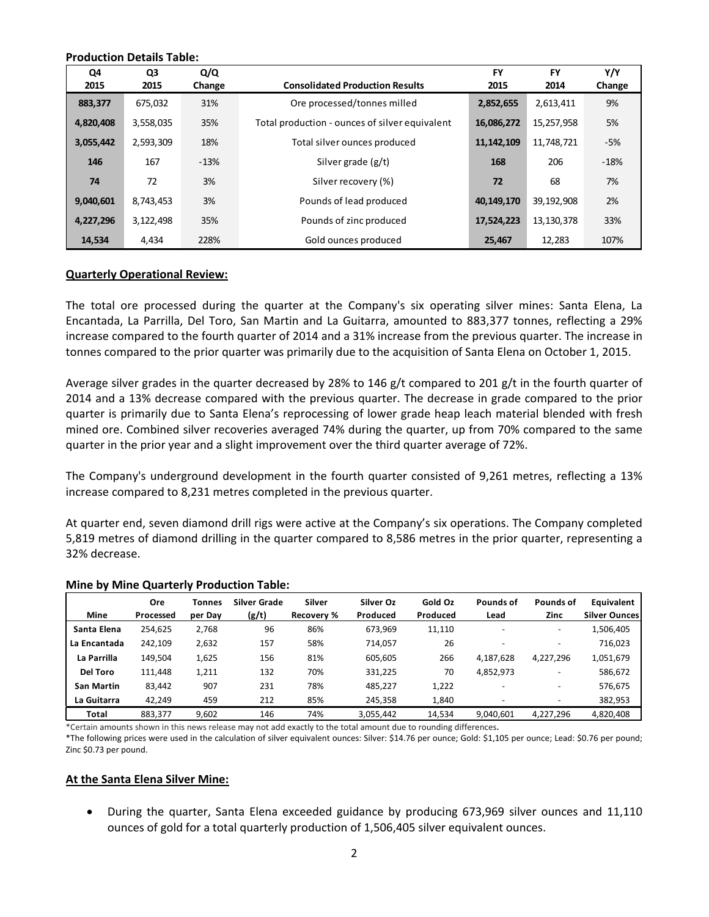**Production Details Table:**

| Q4 2015 | Q3 2015 | Q/Q Change | Consolidated Production Results | FY 2015 | FY 2014 | Y/Y Change |
|---|---|---|---|---|---|---|
| **883,377** | 675,032 | 31% | Ore processed/tonnes milled | **2,852,655** | 2,613,411 | 9% |
| **4,820,408** | 3,558,035 | 35% | Total production - ounces of silver equivalent | **16,086,272** | 15,257,958 | 5% |
| **3,055,442** | 2,593,309 | 18% | Total silver ounces produced | **11,142,109** | 11,748,721 | -5% |
| **146** | 167 | -13% | Silver grade (g/t) | **168** | 206 | -18% |
| **74** | 72 | 3% | Silver recovery (%) | **72** | 68 | 7% |
| **9,040,601** | 8,743,453 | 3% | Pounds of lead produced | **40,149,170** | 39,192,908 | 2% |
| **4,227,296** | 3,122,498 | 35% | Pounds of zinc produced | **17,524,223** | 13,130,378 | 33% |
| **14,534** | 4,434 | 228% | Gold ounces produced | **25,467** | 12,283 | 107% |

## Quarterly Operational Review:

The total ore processed during the quarter at the Company's six operating silver mines: Santa Elena, La Encantada, La Parrilla, Del Toro, San Martin and La Guitarra, amounted to 883,377 tonnes, reflecting a 29% increase compared to the fourth quarter of 2014 and a 31% increase from the previous quarter. The increase in tonnes compared to the prior quarter was primarily due to the acquisition of Santa Elena on October 1, 2015.

Average silver grades in the quarter decreased by 28% to 146 g/t compared to 201 g/t in the fourth quarter of 2014 and a 13% decrease compared with the previous quarter. The decrease in grade compared to the prior quarter is primarily due to Santa Elena's reprocessing of lower grade heap leach material blended with fresh mined ore. Combined silver recoveries averaged 74% during the quarter, up from 70% compared to the same quarter in the prior year and a slight improvement over the third quarter average of 72%.

The Company's underground development in the fourth quarter consisted of 9,261 metres, reflecting a 13% increase compared to 8,231 metres completed in the previous quarter.

At quarter end, seven diamond drill rigs were active at the Company's six operations. The Company completed 5,819 metres of diamond drilling in the quarter compared to 8,586 metres in the prior quarter, representing a 32% decrease.

**Mine by Mine Quarterly Production Table:**

| Mine | Ore Processed | Tonnes per Day | Silver Grade (g/t) | Silver Recovery % | Silver Oz Produced | Gold Oz Produced | Pounds of Lead | Pounds of Zinc | Equivalent Silver Ounces |
|---|---|---|---|---|---|---|---|---|---|
| **Santa Elena** | 254,625 | 2,768 | 96 | 86% | 673,969 | 11,110 | - | - | 1,506,405 |
| **La Encantada** | 242,109 | 2,632 | 157 | 58% | 714,057 | 26 | - | - | 716,023 |
| **La Parrilla** | 149,504 | 1,625 | 156 | 81% | 605,605 | 266 | 4,187,628 | 4,227,296 | 1,051,679 |
| **Del Toro** | 111,448 | 1,211 | 132 | 70% | 331,225 | 70 | 4,852,973 | - | 586,672 |
| **San Martin** | 83,442 | 907 | 231 | 78% | 485,227 | 1,222 | - | - | 576,675 |
| **La Guitarra** | 42,249 | 459 | 212 | 85% | 245,358 | 1,840 | - | - | 382,953 |
| **Total** | 883,377 | 9,602 | 146 | 74% | 3,055,442 | 14,534 | 9,040,601 | 4,227,296 | 4,820,408 |

*Certain amounts shown in this news release may not add exactly to the total amount due to rounding differences.

*The following prices were used in the calculation of silver equivalent ounces: Silver: $14.76 per ounce; Gold: $1,105 per ounce; Lead: $0.76 per pound; Zinc $0.73 per pound.

## At the Santa Elena Silver Mine:

- During the quarter, Santa Elena exceeded guidance by producing 673,969 silver ounces and 11,110 ounces of gold for a total quarterly production of 1,506,405 silver equivalent ounces.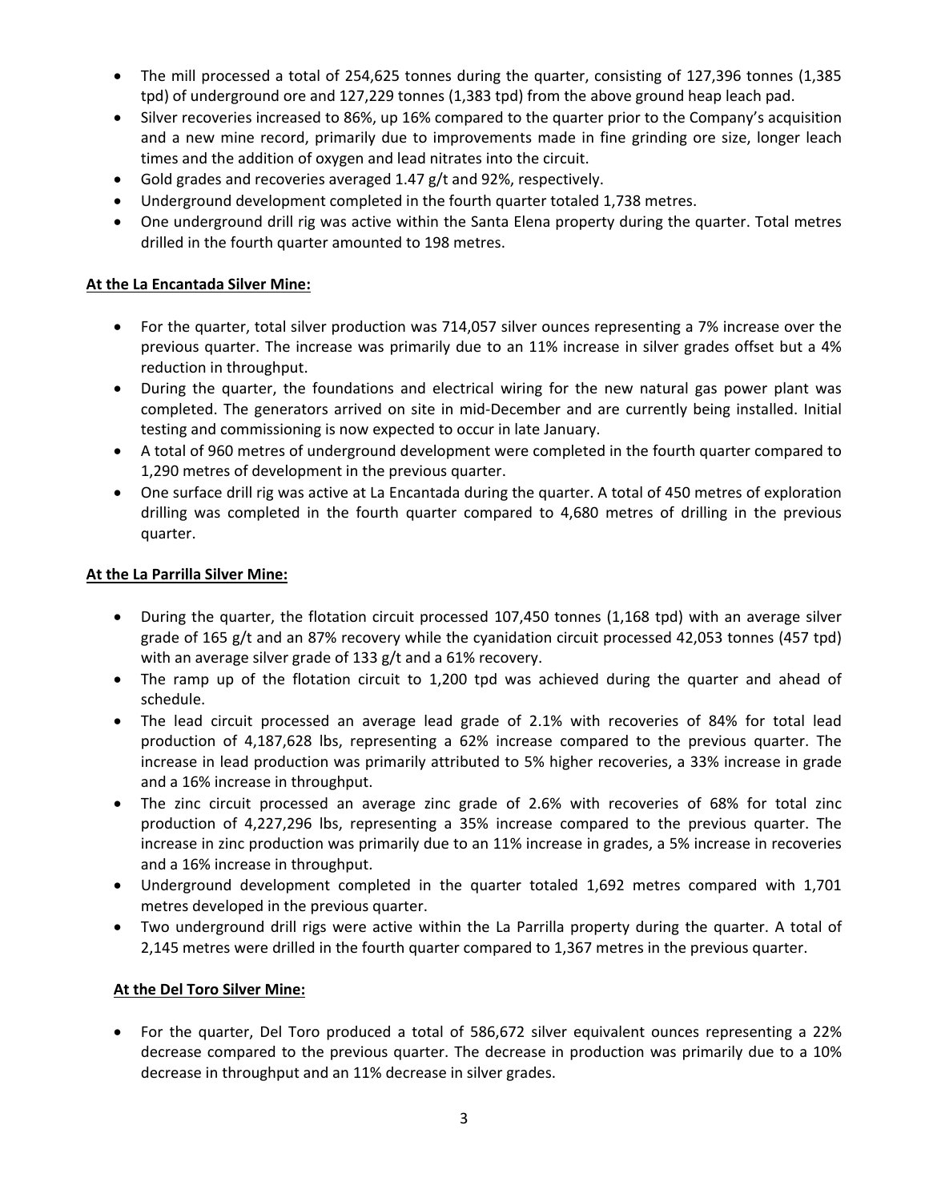- The mill processed a total of 254,625 tonnes during the quarter, consisting of 127,396 tonnes (1,385 tpd) of underground ore and 127,229 tonnes (1,383 tpd) from the above ground heap leach pad.
- Silver recoveries increased to 86%, up 16% compared to the quarter prior to the Company's acquisition and a new mine record, primarily due to improvements made in fine grinding ore size, longer leach times and the addition of oxygen and lead nitrates into the circuit.
- Gold grades and recoveries averaged 1.47 g/t and 92%, respectively.
- Underground development completed in the fourth quarter totaled 1,738 metres.
- One underground drill rig was active within the Santa Elena property during the quarter. Total metres drilled in the fourth quarter amounted to 198 metres.

**At the La Encantada Silver Mine:**

- For the quarter, total silver production was 714,057 silver ounces representing a 7% increase over the previous quarter. The increase was primarily due to an 11% increase in silver grades offset but a 4% reduction in throughput.
- During the quarter, the foundations and electrical wiring for the new natural gas power plant was completed. The generators arrived on site in mid-December and are currently being installed. Initial testing and commissioning is now expected to occur in late January.
- A total of 960 metres of underground development were completed in the fourth quarter compared to 1,290 metres of development in the previous quarter.
- One surface drill rig was active at La Encantada during the quarter. A total of 450 metres of exploration drilling was completed in the fourth quarter compared to 4,680 metres of drilling in the previous quarter.

**At the La Parrilla Silver Mine:**

- During the quarter, the flotation circuit processed 107,450 tonnes (1,168 tpd) with an average silver grade of 165 g/t and an 87% recovery while the cyanidation circuit processed 42,053 tonnes (457 tpd) with an average silver grade of 133 g/t and a 61% recovery.
- The ramp up of the flotation circuit to 1,200 tpd was achieved during the quarter and ahead of schedule.
- The lead circuit processed an average lead grade of 2.1% with recoveries of 84% for total lead production of 4,187,628 lbs, representing a 62% increase compared to the previous quarter. The increase in lead production was primarily attributed to 5% higher recoveries, a 33% increase in grade and a 16% increase in throughput.
- The zinc circuit processed an average zinc grade of 2.6% with recoveries of 68% for total zinc production of 4,227,296 lbs, representing a 35% increase compared to the previous quarter. The increase in zinc production was primarily due to an 11% increase in grades, a 5% increase in recoveries and a 16% increase in throughput.
- Underground development completed in the quarter totaled 1,692 metres compared with 1,701 metres developed in the previous quarter.
- Two underground drill rigs were active within the La Parrilla property during the quarter. A total of 2,145 metres were drilled in the fourth quarter compared to 1,367 metres in the previous quarter.

**At the Del Toro Silver Mine:**

- For the quarter, Del Toro produced a total of 586,672 silver equivalent ounces representing a 22% decrease compared to the previous quarter. The decrease in production was primarily due to a 10% decrease in throughput and an 11% decrease in silver grades.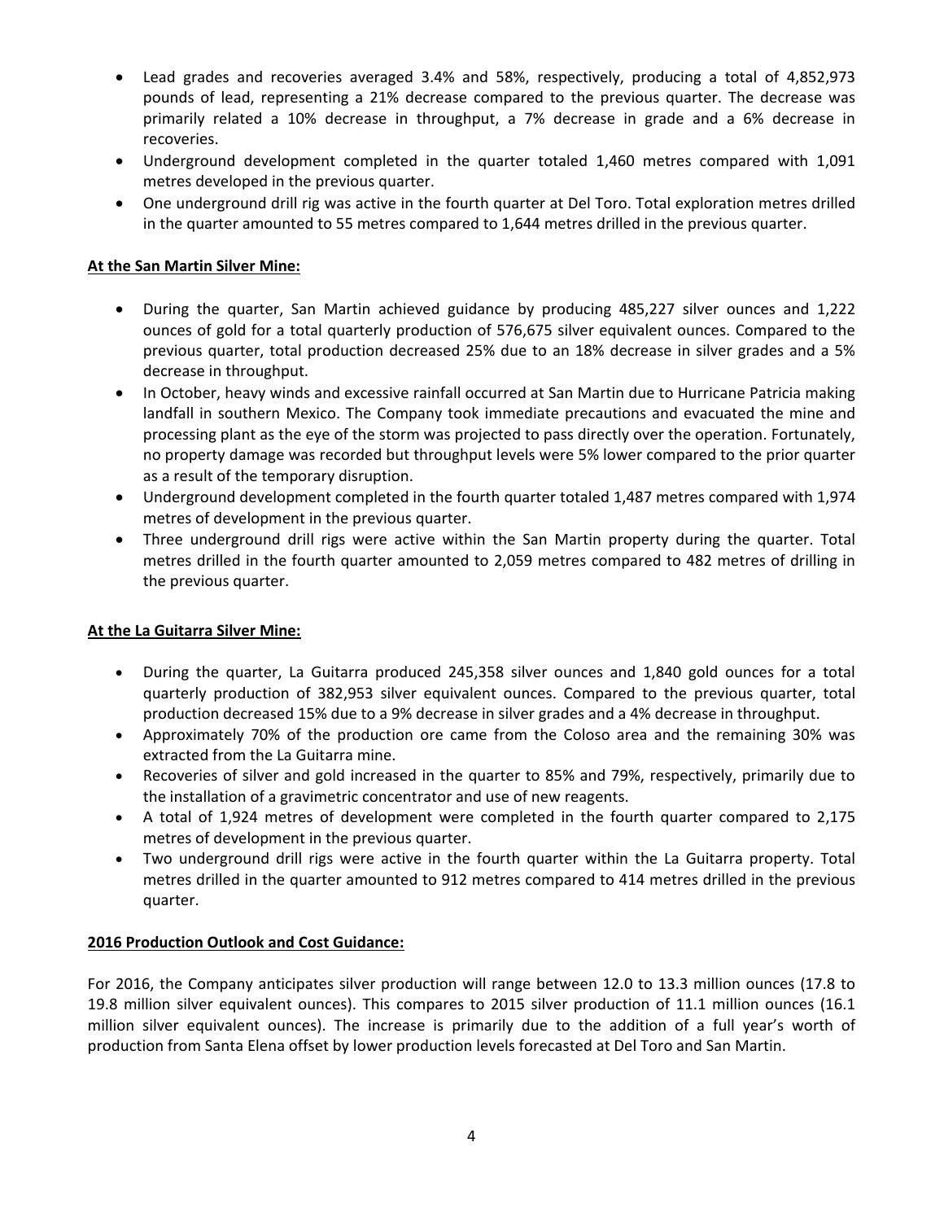- Lead grades and recoveries averaged 3.4% and 58%, respectively, producing a total of 4,852,973 pounds of lead, representing a 21% decrease compared to the previous quarter. The decrease was primarily related a 10% decrease in throughput, a 7% decrease in grade and a 6% decrease in recoveries.
- Underground development completed in the quarter totaled 1,460 metres compared with 1,091 metres developed in the previous quarter.
- One underground drill rig was active in the fourth quarter at Del Toro. Total exploration metres drilled in the quarter amounted to 55 metres compared to 1,644 metres drilled in the previous quarter.

**At the San Martin Silver Mine:**

- During the quarter, San Martin achieved guidance by producing 485,227 silver ounces and 1,222 ounces of gold for a total quarterly production of 576,675 silver equivalent ounces. Compared to the previous quarter, total production decreased 25% due to an 18% decrease in silver grades and a 5% decrease in throughput.
- In October, heavy winds and excessive rainfall occurred at San Martin due to Hurricane Patricia making landfall in southern Mexico. The Company took immediate precautions and evacuated the mine and processing plant as the eye of the storm was projected to pass directly over the operation. Fortunately, no property damage was recorded but throughput levels were 5% lower compared to the prior quarter as a result of the temporary disruption.
- Underground development completed in the fourth quarter totaled 1,487 metres compared with 1,974 metres of development in the previous quarter.
- Three underground drill rigs were active within the San Martin property during the quarter. Total metres drilled in the fourth quarter amounted to 2,059 metres compared to 482 metres of drilling in the previous quarter.

**At the La Guitarra Silver Mine:**

- During the quarter, La Guitarra produced 245,358 silver ounces and 1,840 gold ounces for a total quarterly production of 382,953 silver equivalent ounces. Compared to the previous quarter, total production decreased 15% due to a 9% decrease in silver grades and a 4% decrease in throughput.
- Approximately 70% of the production ore came from the Coloso area and the remaining 30% was extracted from the La Guitarra mine.
- Recoveries of silver and gold increased in the quarter to 85% and 79%, respectively, primarily due to the installation of a gravimetric concentrator and use of new reagents.
- A total of 1,924 metres of development were completed in the fourth quarter compared to 2,175 metres of development in the previous quarter.
- Two underground drill rigs were active in the fourth quarter within the La Guitarra property. Total metres drilled in the quarter amounted to 912 metres compared to 414 metres drilled in the previous quarter.

**2016 Production Outlook and Cost Guidance:**

For 2016, the Company anticipates silver production will range between 12.0 to 13.3 million ounces (17.8 to 19.8 million silver equivalent ounces). This compares to 2015 silver production of 11.1 million ounces (16.1 million silver equivalent ounces). The increase is primarily due to the addition of a full year's worth of production from Santa Elena offset by lower production levels forecasted at Del Toro and San Martin.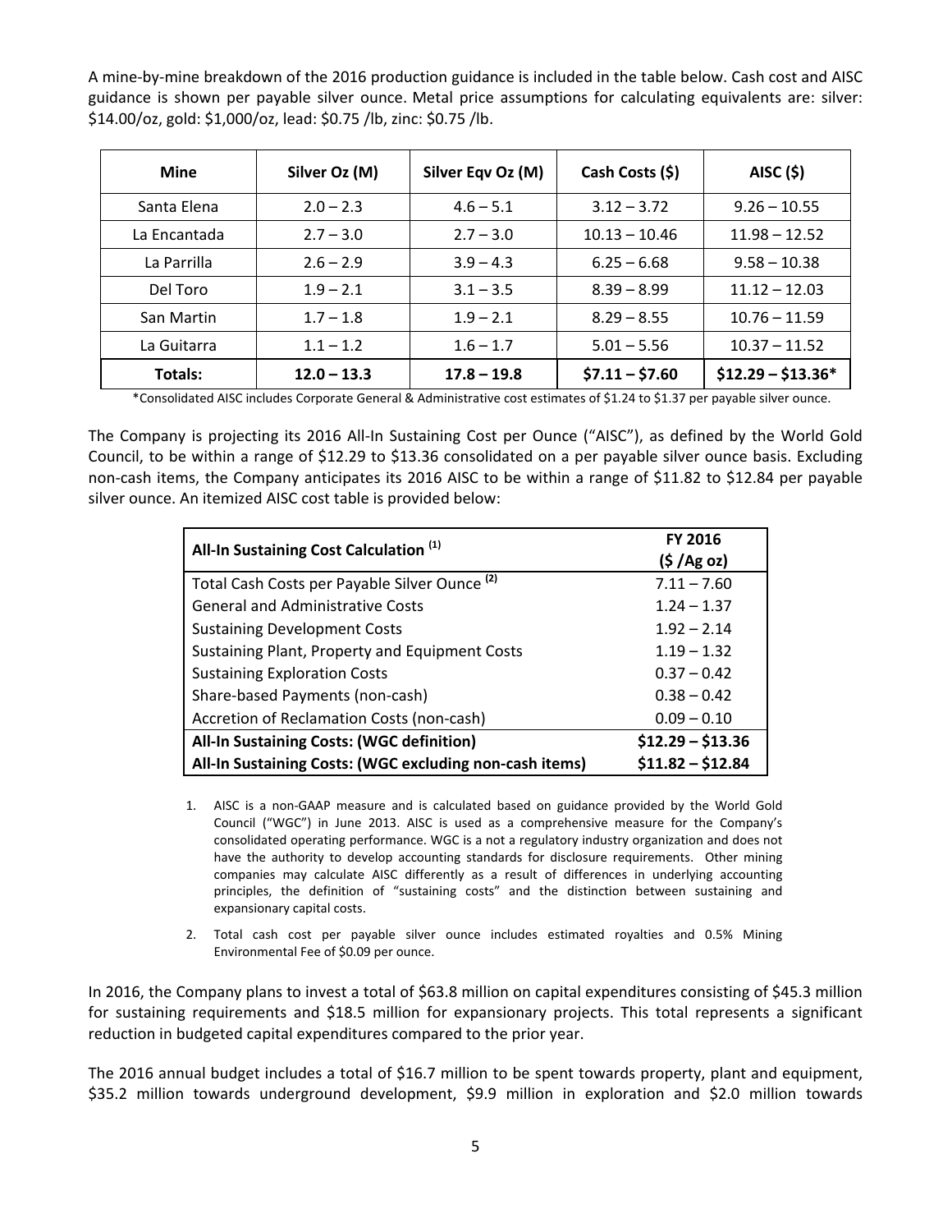A mine-by-mine breakdown of the 2016 production guidance is included in the table below. Cash cost and AISC guidance is shown per payable silver ounce. Metal price assumptions for calculating equivalents are: silver: $14.00/oz, gold: $1,000/oz, lead: $0.75 /lb, zinc: $0.75 /lb.

| Mine | Silver Oz (M) | Silver Eqv Oz (M) | Cash Costs ($) | AISC ($) |
|---|---|---|---|---|
| Santa Elena | 2.0 – 2.3 | 4.6 – 5.1 | 3.12 – 3.72 | 9.26 – 10.55 |
| La Encantada | 2.7 – 3.0 | 2.7 – 3.0 | 10.13 – 10.46 | 11.98 – 12.52 |
| La Parrilla | 2.6 – 2.9 | 3.9 – 4.3 | 6.25 – 6.68 | 9.58 – 10.38 |
| Del Toro | 1.9 – 2.1 | 3.1 – 3.5 | 8.39 – 8.99 | 11.12 – 12.03 |
| San Martin | 1.7 – 1.8 | 1.9 – 2.1 | 8.29 – 8.55 | 10.76 – 11.59 |
| La Guitarra | 1.1 – 1.2 | 1.6 – 1.7 | 5.01 – 5.56 | 10.37 – 11.52 |
| **Totals:** | **12.0 – 13.3** | **17.8 – 19.8** | **$7.11 – $7.60** | **$12.29 – $13.36*** |

*Consolidated AISC includes Corporate General & Administrative cost estimates of $1.24 to $1.37 per payable silver ounce.

The Company is projecting its 2016 All-In Sustaining Cost per Ounce ("AISC"), as defined by the World Gold Council, to be within a range of $12.29 to $13.36 consolidated on a per payable silver ounce basis. Excluding non-cash items, the Company anticipates its 2016 AISC to be within a range of $11.82 to $12.84 per payable silver ounce. An itemized AISC cost table is provided below:

| All-In Sustaining Cost Calculation [1] | FY 2016 ($ /Ag oz) |
|---|---|
| Total Cash Costs per Payable Silver Ounce [2] | 7.11 – 7.60 |
| General and Administrative Costs | 1.24 – 1.37 |
| Sustaining Development Costs | 1.92 – 2.14 |
| Sustaining Plant, Property and Equipment Costs | 1.19 – 1.32 |
| Sustaining Exploration Costs | 0.37 – 0.42 |
| Share-based Payments (non-cash) | 0.38 – 0.42 |
| Accretion of Reclamation Costs (non-cash) | 0.09 – 0.10 |
| **All-In Sustaining Costs: (WGC definition)** | **$12.29 – $13.36** |
| **All-In Sustaining Costs: (WGC excluding non-cash items)** | **$11.82 – $12.84** |

1. AISC is a non-GAAP measure and is calculated based on guidance provided by the World Gold Council ("WGC") in June 2013. AISC is used as a comprehensive measure for the Company's consolidated operating performance. WGC is a not a regulatory industry organization and does not have the authority to develop accounting standards for disclosure requirements. Other mining companies may calculate AISC differently as a result of differences in underlying accounting principles, the definition of "sustaining costs" and the distinction between sustaining and expansionary capital costs.
2. Total cash cost per payable silver ounce includes estimated royalties and 0.5% Mining Environmental Fee of $0.09 per ounce.

In 2016, the Company plans to invest a total of $63.8 million on capital expenditures consisting of $45.3 million for sustaining requirements and $18.5 million for expansionary projects. This total represents a significant reduction in budgeted capital expenditures compared to the prior year.

The 2016 annual budget includes a total of $16.7 million to be spent towards property, plant and equipment, $35.2 million towards underground development, $9.9 million in exploration and $2.0 million towards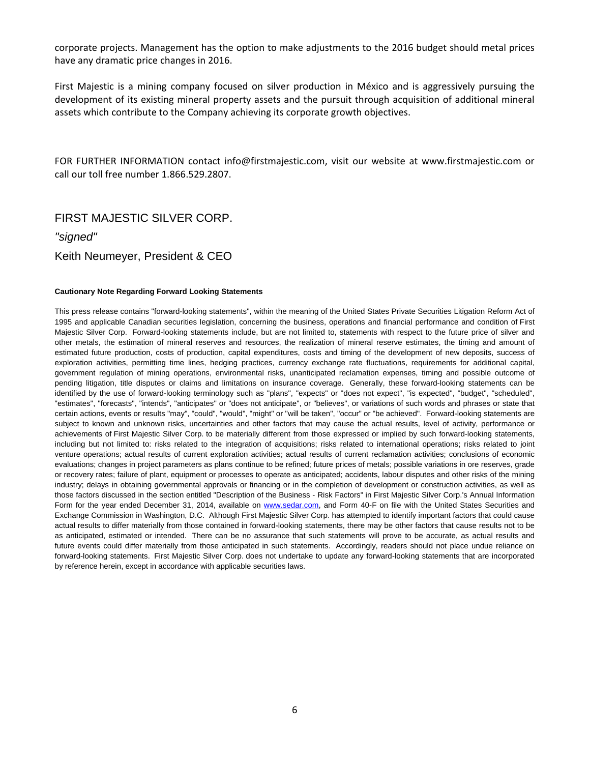corporate projects. Management has the option to make adjustments to the 2016 budget should metal prices have any dramatic price changes in 2016.

First Majestic is a mining company focused on silver production in México and is aggressively pursuing the development of its existing mineral property assets and the pursuit through acquisition of additional mineral assets which contribute to the Company achieving its corporate growth objectives.

FOR FURTHER INFORMATION contact info@firstmajestic.com, visit our website at www.firstmajestic.com or call our toll free number 1.866.529.2807.

FIRST MAJESTIC SILVER CORP.

*"signed"*

Keith Neumeyer, President & CEO

**Cautionary Note Regarding Forward Looking Statements**

This press release contains "forward-looking statements", within the meaning of the United States Private Securities Litigation Reform Act of 1995 and applicable Canadian securities legislation, concerning the business, operations and financial performance and condition of First Majestic Silver Corp. Forward-looking statements include, but are not limited to, statements with respect to the future price of silver and other metals, the estimation of mineral reserves and resources, the realization of mineral reserve estimates, the timing and amount of estimated future production, costs of production, capital expenditures, costs and timing of the development of new deposits, success of exploration activities, permitting time lines, hedging practices, currency exchange rate fluctuations, requirements for additional capital, government regulation of mining operations, environmental risks, unanticipated reclamation expenses, timing and possible outcome of pending litigation, title disputes or claims and limitations on insurance coverage. Generally, these forward-looking statements can be identified by the use of forward-looking terminology such as "plans", "expects" or "does not expect", "is expected", "budget", "scheduled", "estimates", "forecasts", "intends", "anticipates" or "does not anticipate", or "believes", or variations of such words and phrases or state that certain actions, events or results "may", "could", "would", "might" or "will be taken", "occur" or "be achieved". Forward-looking statements are subject to known and unknown risks, uncertainties and other factors that may cause the actual results, level of activity, performance or achievements of First Majestic Silver Corp. to be materially different from those expressed or implied by such forward-looking statements, including but not limited to: risks related to the integration of acquisitions; risks related to international operations; risks related to joint venture operations; actual results of current exploration activities; actual results of current reclamation activities; conclusions of economic evaluations; changes in project parameters as plans continue to be refined; future prices of metals; possible variations in ore reserves, grade or recovery rates; failure of plant, equipment or processes to operate as anticipated; accidents, labour disputes and other risks of the mining industry; delays in obtaining governmental approvals or financing or in the completion of development or construction activities, as well as those factors discussed in the section entitled "Description of the Business - Risk Factors" in First Majestic Silver Corp.'s Annual Information Form for the year ended December 31, 2014, available on www.sedar.com, and Form 40-F on file with the United States Securities and Exchange Commission in Washington, D.C. Although First Majestic Silver Corp. has attempted to identify important factors that could cause actual results to differ materially from those contained in forward-looking statements, there may be other factors that cause results not to be as anticipated, estimated or intended. There can be no assurance that such statements will prove to be accurate, as actual results and future events could differ materially from those anticipated in such statements. Accordingly, readers should not place undue reliance on forward-looking statements. First Majestic Silver Corp. does not undertake to update any forward-looking statements that are incorporated by reference herein, except in accordance with applicable securities laws.